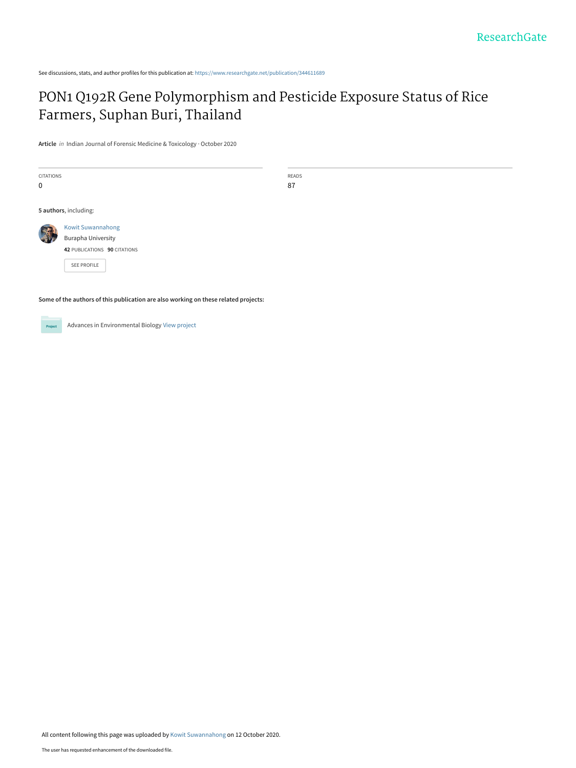See discussions, stats, and author profiles for this publication at: https://www.researchgate.net/publication/344611689

# PON1 Q192R Gene Polymorphism and Pesticide Exposure Status of Rice Farmers, Suphan Buri, Thailand

**Article** *in* Indian Journal of Forensic Medicine & Toxicology · October 2020

| CITATIONS | READS |
| --- | --- |
| 0 | 87 |

**5 authors**, including:

Kowit Suwannahong
Burapha University
**42** PUBLICATIONS **90** CITATIONS

SEE PROFILE

**Some of the authors of this publication are also working on these related projects:**

Advances in Environmental Biology View project

All content following this page was uploaded by Kowit Suwannahong on 12 October 2020.

The user has requested enhancement of the downloaded file.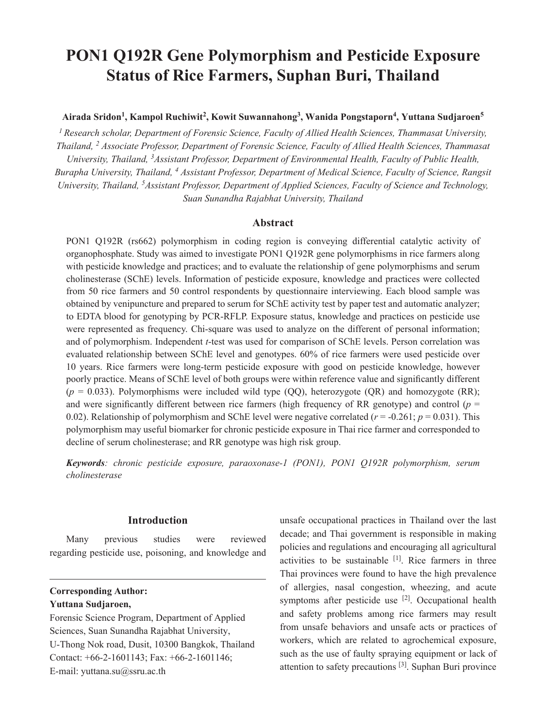# PON1 Q192R Gene Polymorphism and Pesticide Exposure Status of Rice Farmers, Suphan Buri, Thailand

**Airada Sridon[1], Kampol Ruchiwit[2], Kowit Suwannahong[3], Wanida Pongstaporn[4], Yuttana Sudjaroen[5]**

*[1] Research scholar, Department of Forensic Science, Faculty of Allied Health Sciences, Thammasat University, Thailand, [2] Associate Professor, Department of Forensic Science, Faculty of Allied Health Sciences, Thammasat University, Thailand, [3]Assistant Professor, Department of Environmental Health, Faculty of Public Health, Burapha University, Thailand, [4] Assistant Professor, Department of Medical Science, Faculty of Science, Rangsit University, Thailand, [5]Assistant Professor, Department of Applied Sciences, Faculty of Science and Technology, Suan Sunandha Rajabhat University, Thailand*

## Abstract

PON1 Q192R (rs662) polymorphism in coding region is conveying differential catalytic activity of organophosphate. Study was aimed to investigate PON1 Q192R gene polymorphisms in rice farmers along with pesticide knowledge and practices; and to evaluate the relationship of gene polymorphisms and serum cholinesterase (SChE) levels. Information of pesticide exposure, knowledge and practices were collected from 50 rice farmers and 50 control respondents by questionnaire interviewing. Each blood sample was obtained by venipuncture and prepared to serum for SChE activity test by paper test and automatic analyzer; to EDTA blood for genotyping by PCR-RFLP. Exposure status, knowledge and practices on pesticide use were represented as frequency. Chi-square was used to analyze on the different of personal information; and of polymorphism. Independent *t*-test was used for comparison of SChE levels. Person correlation was evaluated relationship between SChE level and genotypes. 60% of rice farmers were used pesticide over 10 years. Rice farmers were long-term pesticide exposure with good on pesticide knowledge, however poorly practice. Means of SChE level of both groups were within reference value and significantly different ($p$ = 0.033). Polymorphisms were included wild type (QQ), heterozygote (QR) and homozygote (RR); and were significantly different between rice farmers (high frequency of RR genotype) and control ($p$ = 0.02). Relationship of polymorphism and SChE level were negative correlated ($r$ = -0.261; $p$ = 0.031). This polymorphism may useful biomarker for chronic pesticide exposure in Thai rice farmer and corresponded to decline of serum cholinesterase; and RR genotype was high risk group.

***Keywords**: chronic pesticide exposure, paraoxonase-1 (PON1), PON1 Q192R polymorphism, serum cholinesterase*

## Introduction

Many previous studies were reviewed regarding pesticide use, poisoning, and knowledge and unsafe occupational practices in Thailand over the last decade; and Thai government is responsible in making policies and regulations and encouraging all agricultural activities to be sustainable [1]. Rice farmers in three Thai provinces were found to have the high prevalence of allergies, nasal congestion, wheezing, and acute symptoms after pesticide use [2]. Occupational health and safety problems among rice farmers may result from unsafe behaviors and unsafe acts or practices of workers, which are related to agrochemical exposure, such as the use of faulty spraying equipment or lack of attention to safety precautions [3]. Suphan Buri province

**Corresponding Author:**
**Yuttana Sudjaroen,**
Forensic Science Program, Department of Applied Sciences, Suan Sunandha Rajabhat University, U-Thong Nok road, Dusit, 10300 Bangkok, Thailand
Contact: +66-2-1601143; Fax: +66-2-1601146;
E-mail: yuttana.su@ssru.ac.th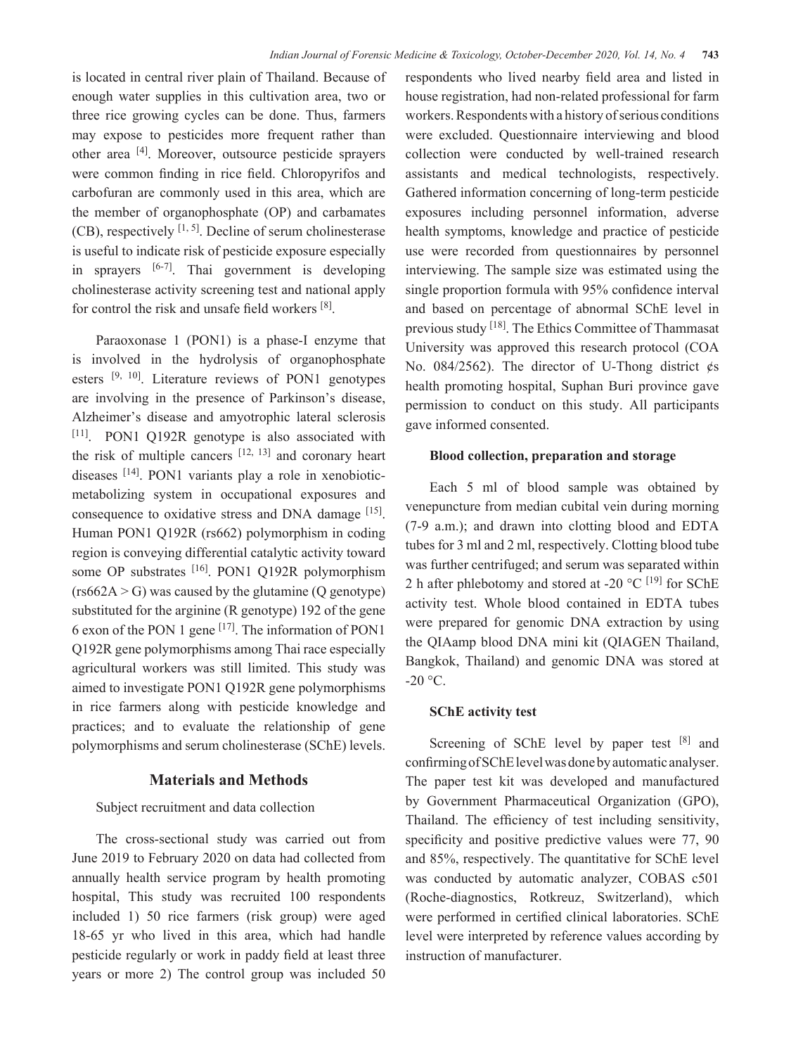is located in central river plain of Thailand. Because of enough water supplies in this cultivation area, two or three rice growing cycles can be done. Thus, farmers may expose to pesticides more frequent rather than other area [4]. Moreover, outsource pesticide sprayers were common finding in rice field. Chloropyrifos and carbofuran are commonly used in this area, which are the member of organophosphate (OP) and carbamates (CB), respectively [1, 5]. Decline of serum cholinesterase is useful to indicate risk of pesticide exposure especially in sprayers [6-7]. Thai government is developing cholinesterase activity screening test and national apply for control the risk and unsafe field workers [8].

Paraoxonase 1 (PON1) is a phase-I enzyme that is involved in the hydrolysis of organophosphate esters [9, 10]. Literature reviews of PON1 genotypes are involving in the presence of Parkinson's disease, Alzheimer's disease and amyotrophic lateral sclerosis [11]. PON1 Q192R genotype is also associated with the risk of multiple cancers [12, 13] and coronary heart diseases [14]. PON1 variants play a role in xenobiotic-metabolizing system in occupational exposures and consequence to oxidative stress and DNA damage [15]. Human PON1 Q192R (rs662) polymorphism in coding region is conveying differential catalytic activity toward some OP substrates [16]. PON1 Q192R polymorphism (rs662A > G) was caused by the glutamine (Q genotype) substituted for the arginine (R genotype) 192 of the gene 6 exon of the PON 1 gene [17]. The information of PON1 Q192R gene polymorphisms among Thai race especially agricultural workers was still limited. This study was aimed to investigate PON1 Q192R gene polymorphisms in rice farmers along with pesticide knowledge and practices; and to evaluate the relationship of gene polymorphisms and serum cholinesterase (SChE) levels.

## Materials and Methods

Subject recruitment and data collection

The cross-sectional study was carried out from June 2019 to February 2020 on data had collected from annually health service program by health promoting hospital, This study was recruited 100 respondents included 1) 50 rice farmers (risk group) were aged 18-65 yr who lived in this area, which had handle pesticide regularly or work in paddy field at least three years or more 2) The control group was included 50 respondents who lived nearby field area and listed in house registration, had non-related professional for farm workers. Respondents with a history of serious conditions were excluded. Questionnaire interviewing and blood collection were conducted by well-trained research assistants and medical technologists, respectively. Gathered information concerning of long-term pesticide exposures including personnel information, adverse health symptoms, knowledge and practice of pesticide use were recorded from questionnaires by personnel interviewing. The sample size was estimated using the single proportion formula with 95% confidence interval and based on percentage of abnormal SChE level in previous study [18]. The Ethics Committee of Thammasat University was approved this research protocol (COA No. 084/2562). The director of U-Thong district ¢s health promoting hospital, Suphan Buri province gave permission to conduct on this study. All participants gave informed consented.

### Blood collection, preparation and storage

Each 5 ml of blood sample was obtained by venepuncture from median cubital vein during morning (7-9 a.m.); and drawn into clotting blood and EDTA tubes for 3 ml and 2 ml, respectively. Clotting blood tube was further centrifuged; and serum was separated within 2 h after phlebotomy and stored at -20 °C [19] for SChE activity test. Whole blood contained in EDTA tubes were prepared for genomic DNA extraction by using the QIAamp blood DNA mini kit (QIAGEN Thailand, Bangkok, Thailand) and genomic DNA was stored at -20 °C.

### SChE activity test

Screening of SChE level by paper test [8] and confirming of SChE level was done by automatic analyser. The paper test kit was developed and manufactured by Government Pharmaceutical Organization (GPO), Thailand. The efficiency of test including sensitivity, specificity and positive predictive values were 77, 90 and 85%, respectively. The quantitative for SChE level was conducted by automatic analyzer, COBAS c501 (Roche-diagnostics, Rotkreuz, Switzerland), which were performed in certified clinical laboratories. SChE level were interpreted by reference values according by instruction of manufacturer.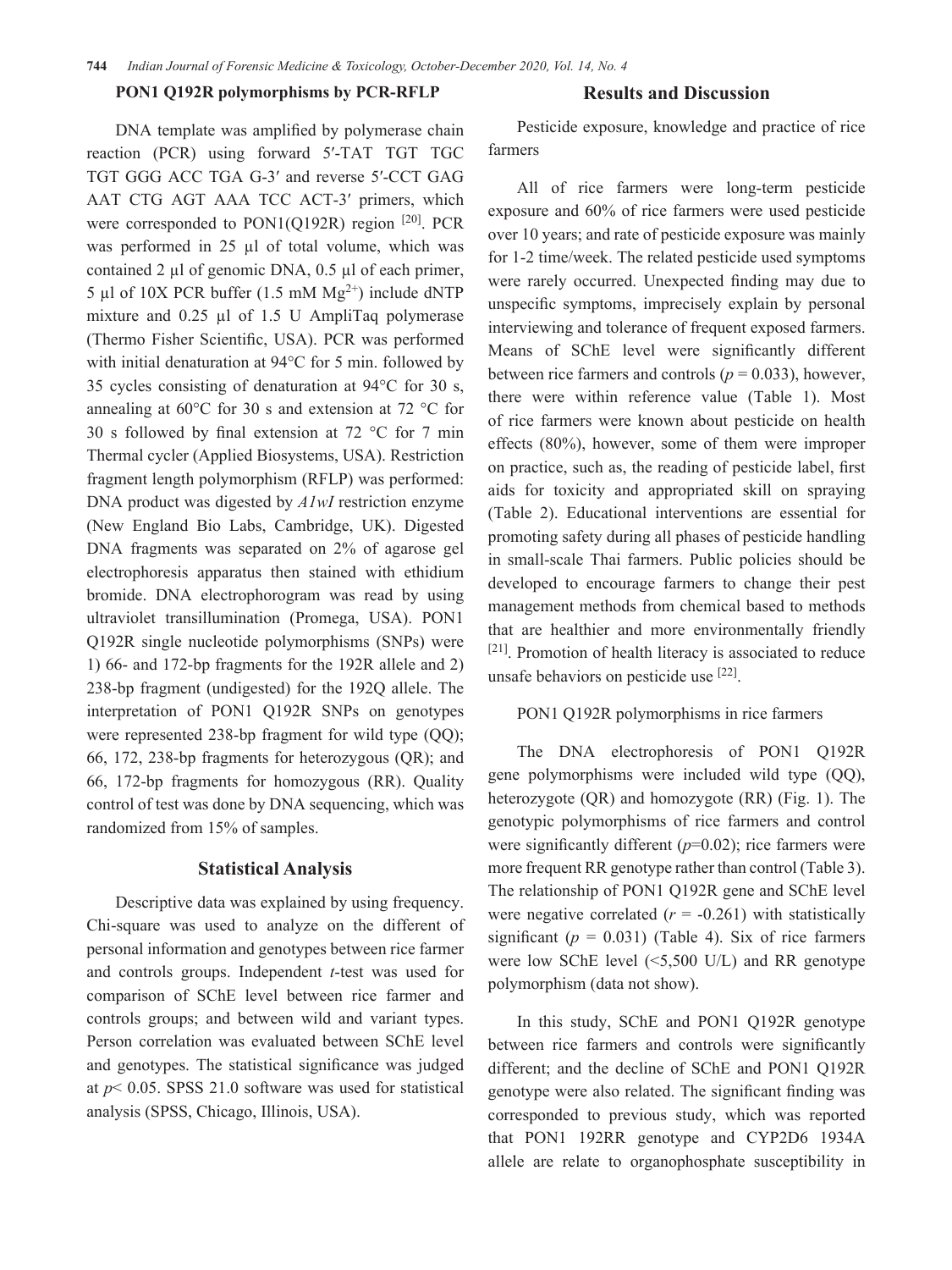### PON1 Q192R polymorphisms by PCR-RFLP

DNA template was amplified by polymerase chain reaction (PCR) using forward 5′-TAT TGT TGC TGT GGG ACC TGA G-3′ and reverse 5′-CCT GAG AAT CTG AGT AAA TCC ACT-3′ primers, which were corresponded to PON1(Q192R) region [20]. PCR was performed in 25 µl of total volume, which was contained 2 µl of genomic DNA, 0.5 µl of each primer, 5 µl of 10X PCR buffer (1.5 mM $Mg^{2+}$) include dNTP mixture and 0.25 µl of 1.5 U AmpliTaq polymerase (Thermo Fisher Scientific, USA). PCR was performed with initial denaturation at 94°C for 5 min. followed by 35 cycles consisting of denaturation at 94°C for 30 s, annealing at 60°C for 30 s and extension at 72 °C for 30 s followed by final extension at 72 °C for 7 min Thermal cycler (Applied Biosystems, USA). Restriction fragment length polymorphism (RFLP) was performed: DNA product was digested by *A1wI* restriction enzyme (New England Bio Labs, Cambridge, UK). Digested DNA fragments was separated on 2% of agarose gel electrophoresis apparatus then stained with ethidium bromide. DNA electrophorogram was read by using ultraviolet transillumination (Promega, USA). PON1 Q192R single nucleotide polymorphisms (SNPs) were 1) 66- and 172-bp fragments for the 192R allele and 2) 238-bp fragment (undigested) for the 192Q allele. The interpretation of PON1 Q192R SNPs on genotypes were represented 238-bp fragment for wild type (QQ); 66, 172, 238-bp fragments for heterozygous (QR); and 66, 172-bp fragments for homozygous (RR). Quality control of test was done by DNA sequencing, which was randomized from 15% of samples.

## Statistical Analysis

Descriptive data was explained by using frequency. Chi-square was used to analyze on the different of personal information and genotypes between rice farmer and controls groups. Independent *t*-test was used for comparison of SChE level between rice farmer and controls groups; and between wild and variant types. Person correlation was evaluated between SChE level and genotypes. The statistical significance was judged at $p < 0.05$. SPSS 21.0 software was used for statistical analysis (SPSS, Chicago, Illinois, USA).

## Results and Discussion

Pesticide exposure, knowledge and practice of rice farmers

All of rice farmers were long-term pesticide exposure and 60% of rice farmers were used pesticide over 10 years; and rate of pesticide exposure was mainly for 1-2 time/week. The related pesticide used symptoms were rarely occurred. Unexpected finding may due to unspecific symptoms, imprecisely explain by personal interviewing and tolerance of frequent exposed farmers. Means of SChE level were significantly different between rice farmers and controls ($p = 0.033$), however, there were within reference value (Table 1). Most of rice farmers were known about pesticide on health effects (80%), however, some of them were improper on practice, such as, the reading of pesticide label, first aids for toxicity and appropriated skill on spraying (Table 2). Educational interventions are essential for promoting safety during all phases of pesticide handling in small-scale Thai farmers. Public policies should be developed to encourage farmers to change their pest management methods from chemical based to methods that are healthier and more environmentally friendly [21]. Promotion of health literacy is associated to reduce unsafe behaviors on pesticide use [22].

PON1 Q192R polymorphisms in rice farmers

The DNA electrophoresis of PON1 Q192R gene polymorphisms were included wild type (QQ), heterozygote (QR) and homozygote (RR) (Fig. 1). The genotypic polymorphisms of rice farmers and control were significantly different ($p=0.02$); rice farmers were more frequent RR genotype rather than control (Table 3). The relationship of PON1 Q192R gene and SChE level were negative correlated ($r = -0.261$) with statistically significant ($p = 0.031$) (Table 4). Six of rice farmers were low SChE level (<5,500 U/L) and RR genotype polymorphism (data not show).

In this study, SChE and PON1 Q192R genotype between rice farmers and controls were significantly different; and the decline of SChE and PON1 Q192R genotype were also related. The significant finding was corresponded to previous study, which was reported that PON1 192RR genotype and CYP2D6 1934A allele are relate to organophosphate susceptibility in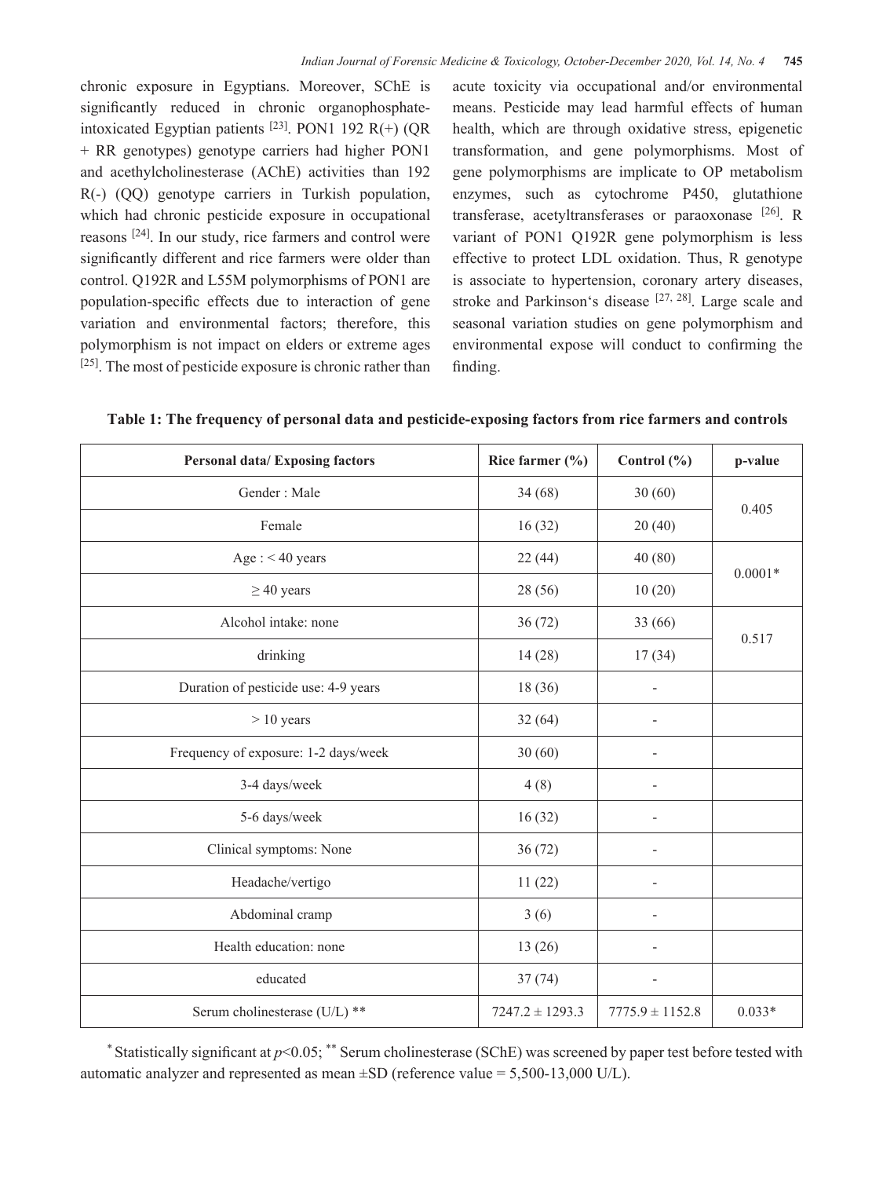chronic exposure in Egyptians. Moreover, SChE is significantly reduced in chronic organophosphate-intoxicated Egyptian patients [23]. PON1 192 R(+) (QR + RR genotypes) genotype carriers had higher PON1 and acethylcholinesterase (AChE) activities than 192 R(-) (QQ) genotype carriers in Turkish population, which had chronic pesticide exposure in occupational reasons [24]. In our study, rice farmers and control were significantly different and rice farmers were older than control. Q192R and L55M polymorphisms of PON1 are population-specific effects due to interaction of gene variation and environmental factors; therefore, this polymorphism is not impact on elders or extreme ages [25]. The most of pesticide exposure is chronic rather than acute toxicity via occupational and/or environmental means. Pesticide may lead harmful effects of human health, which are through oxidative stress, epigenetic transformation, and gene polymorphisms. Most of gene polymorphisms are implicate to OP metabolism enzymes, such as cytochrome P450, glutathione transferase, acetyltransferases or paraoxonase [26]. R variant of PON1 Q192R gene polymorphism is less effective to protect LDL oxidation. Thus, R genotype is associate to hypertension, coronary artery diseases, stroke and Parkinson's disease [27, 28]. Large scale and seasonal variation studies on gene polymorphism and environmental expose will conduct to confirming the finding.

**Table 1: The frequency of personal data and pesticide-exposing factors from rice farmers and controls**

| Personal data/ Exposing factors | Rice farmer (%) | Control (%) | p-value |
|---|---|---|---|
| Gender : Male | 34 (68) | 30 (60) | 0.405 |
| Female | 16 (32) | 20 (40) | |
| Age : < 40 years | 22 (44) | 40 (80) | 0.0001* |
| ≥ 40 years | 28 (56) | 10 (20) | |
| Alcohol intake: none | 36 (72) | 33 (66) | 0.517 |
| drinking | 14 (28) | 17 (34) | |
| Duration of pesticide use: 4-9 years | 18 (36) | - | |
| > 10 years | 32 (64) | - | |
| Frequency of exposure: 1-2 days/week | 30 (60) | - | |
| 3-4 days/week | 4 (8) | - | |
| 5-6 days/week | 16 (32) | - | |
| Clinical symptoms: None | 36 (72) | - | |
| Headache/vertigo | 11 (22) | - | |
| Abdominal cramp | 3 (6) | - | |
| Health education: none | 13 (26) | - | |
| educated | 37 (74) | - | |
| Serum cholinesterase (U/L) ** | 7247.2 ± 1293.3 | 7775.9 ± 1152.8 | 0.033* |

* Statistically significant at $p<0.05$; ** Serum cholinesterase (SChE) was screened by paper test before tested with automatic analyzer and represented as mean ±SD (reference value = 5,500-13,000 U/L).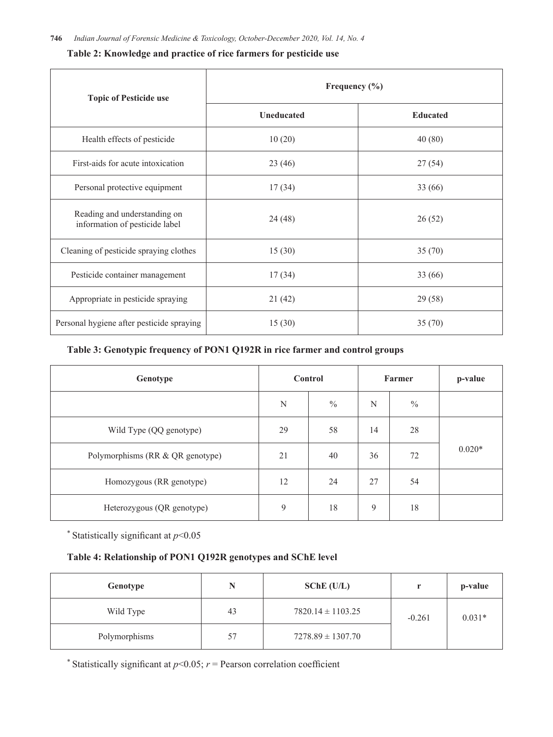**Table 2: Knowledge and practice of rice farmers for pesticide use**

| Topic of Pesticide use | Frequency (%) | |
|---|---|---|
| | Uneducated | Educated |
| Health effects of pesticide | 10 (20) | 40 (80) |
| First-aids for acute intoxication | 23 (46) | 27 (54) |
| Personal protective equipment | 17 (34) | 33 (66) |
| Reading and understanding on information of pesticide label | 24 (48) | 26 (52) |
| Cleaning of pesticide spraying clothes | 15 (30) | 35 (70) |
| Pesticide container management | 17 (34) | 33 (66) |
| Appropriate in pesticide spraying | 21 (42) | 29 (58) |
| Personal hygiene after pesticide spraying | 15 (30) | 35 (70) |

**Table 3: Genotypic frequency of PON1 Q192R in rice farmer and control groups**

| Genotype | Control | | Farmer | | p-value |
|---|---|---|---|---|---|
| | N | % | N | % | |
| Wild Type (QQ genotype) | 29 | 58 | 14 | 28 | 0.020* |
| Polymorphisms (RR & QR genotype) | 21 | 40 | 36 | 72 | |
| Homozygous (RR genotype) | 12 | 24 | 27 | 54 | |
| Heterozygous (QR genotype) | 9 | 18 | 9 | 18 | |

* Statistically significant at $p<0.05$

**Table 4: Relationship of PON1 Q192R genotypes and SChE level**

| Genotype | N | SChE (U/L) | r | p-value |
|---|---|---|---|---|
| Wild Type | 43 | $7820.14 \pm 1103.25$ | -0.261 | 0.031* |
| Polymorphisms | 57 | $7278.89 \pm 1307.70$ | | |

* Statistically significant at $p<0.05$; $r$ = Pearson correlation coefficient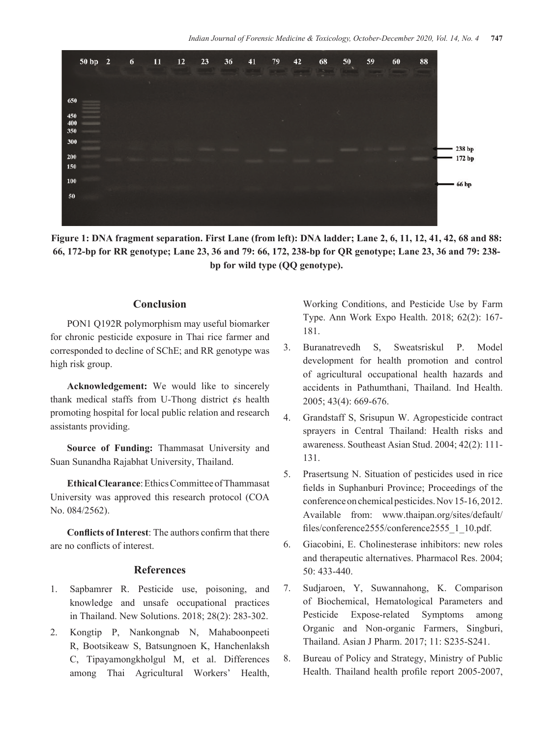**Figure 1: DNA fragment separation. First Lane (from left): DNA ladder; Lane 2, 6, 11, 12, 41, 42, 68 and 88: 66, 172-bp for RR genotype; Lane 23, 36 and 79: 66, 172, 238-bp for QR genotype; Lane 23, 36 and 79: 238-bp for wild type (QQ genotype).**

## Conclusion

PON1 Q192R polymorphism may useful biomarker for chronic pesticide exposure in Thai rice farmer and corresponded to decline of SChE; and RR genotype was high risk group.

**Acknowledgement:** We would like to sincerely thank medical staffs from U-Thong district ¢s health promoting hospital for local public relation and research assistants providing.

**Source of Funding:** Thammasat University and Suan Sunandha Rajabhat University, Thailand.

**Ethical Clearance**: Ethics Committee of Thammasat University was approved this research protocol (COA No. 084/2562).

**Conflicts of Interest**: The authors confirm that there are no conflicts of interest.

## References

1. Sapbamrer R. Pesticide use, poisoning, and knowledge and unsafe occupational practices in Thailand. New Solutions. 2018; 28(2): 283-302.
2. Kongtip P, Nankongnab N, Mahaboonpeeti R, Bootsikeaw S, Batsungnoen K, Hanchenlaksh C, Tipayamongkholgul M, et al. Differences among Thai Agricultural Workers' Health, Working Conditions, and Pesticide Use by Farm Type. Ann Work Expo Health. 2018; 62(2): 167-181.
3. Buranatrevedh S, Sweatsriskul P. Model development for health promotion and control of agricultural occupational health hazards and accidents in Pathumthani, Thailand. Ind Health. 2005; 43(4): 669-676.
4. Grandstaff S, Srisupun W. Agropesticide contract sprayers in Central Thailand: Health risks and awareness. Southeast Asian Stud. 2004; 42(2): 111-131.
5. Prasertsung N. Situation of pesticides used in rice fields in Suphanburi Province; Proceedings of the conference on chemical pesticides. Nov 15-16, 2012. Available from: www.thaipan.org/sites/default/files/conference2555/conference2555_1_10.pdf.
6. Giacobini, E. Cholinesterase inhibitors: new roles and therapeutic alternatives. Pharmacol Res. 2004; 50: 433-440.
7. Sudjaroen, Y, Suwannahong, K. Comparison of Biochemical, Hematological Parameters and Pesticide Expose-related Symptoms among Organic and Non-organic Farmers, Singburi, Thailand. Asian J Pharm. 2017; 11: S235-S241.
8. Bureau of Policy and Strategy, Ministry of Public Health. Thailand health profile report 2005-2007,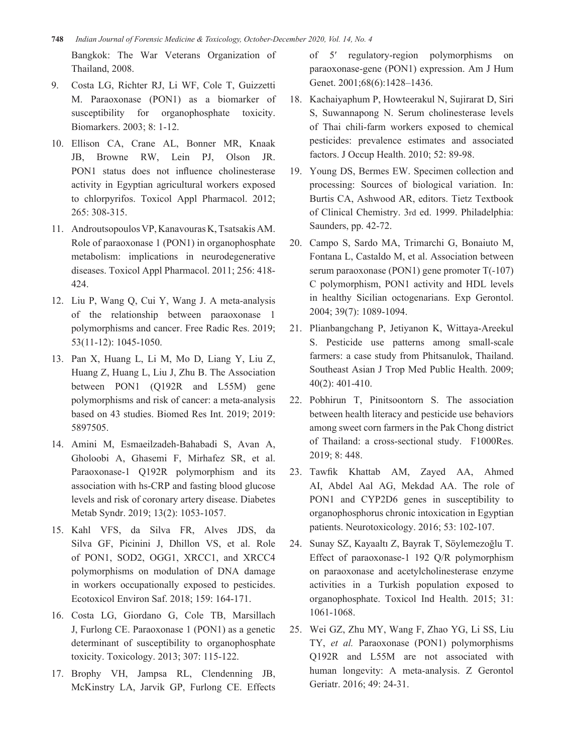Bangkok: The War Veterans Organization of Thailand, 2008.

9. Costa LG, Richter RJ, Li WF, Cole T, Guizzetti M. Paraoxonase (PON1) as a biomarker of susceptibility for organophosphate toxicity. Biomarkers. 2003; 8: 1-12.
10. Ellison CA, Crane AL, Bonner MR, Knaak JB, Browne RW, Lein PJ, Olson JR. PON1 status does not influence cholinesterase activity in Egyptian agricultural workers exposed to chlorpyrifos. Toxicol Appl Pharmacol. 2012; 265: 308-315.
11. Androutsopoulos VP, Kanavouras K, Tsatsakis AM. Role of paraoxonase 1 (PON1) in organophosphate metabolism: implications in neurodegenerative diseases. Toxicol Appl Pharmacol. 2011; 256: 418-424.
12. Liu P, Wang Q, Cui Y, Wang J. A meta-analysis of the relationship between paraoxonase 1 polymorphisms and cancer. Free Radic Res. 2019; 53(11-12): 1045-1050.
13. Pan X, Huang L, Li M, Mo D, Liang Y, Liu Z, Huang Z, Huang L, Liu J, Zhu B. The Association between PON1 (Q192R and L55M) gene polymorphisms and risk of cancer: a meta-analysis based on 43 studies. Biomed Res Int. 2019; 2019: 5897505.
14. Amini M, Esmaeilzadeh-Bahabadi S, Avan A, Gholoobi A, Ghasemi F, Mirhafez SR, et al. Paraoxonase-1 Q192R polymorphism and its association with hs-CRP and fasting blood glucose levels and risk of coronary artery disease. Diabetes Metab Syndr. 2019; 13(2): 1053-1057.
15. Kahl VFS, da Silva FR, Alves JDS, da Silva GF, Picinini J, Dhillon VS, et al. Role of PON1, SOD2, OGG1, XRCC1, and XRCC4 polymorphisms on modulation of DNA damage in workers occupationally exposed to pesticides. Ecotoxicol Environ Saf. 2018; 159: 164-171.
16. Costa LG, Giordano G, Cole TB, Marsillach J, Furlong CE. Paraoxonase 1 (PON1) as a genetic determinant of susceptibility to organophosphate toxicity. Toxicology. 2013; 307: 115-122.
17. Brophy VH, Jampsa RL, Clendenning JB, McKinstry LA, Jarvik GP, Furlong CE. Effects of 5′ regulatory-region polymorphisms on paraoxonase-gene (PON1) expression. Am J Hum Genet. 2001;68(6):1428–1436.
18. Kachaiyaphum P, Howteerakul N, Sujirarat D, Siri S, Suwannapong N. Serum cholinesterase levels of Thai chili-farm workers exposed to chemical pesticides: prevalence estimates and associated factors. J Occup Health. 2010; 52: 89-98.
19. Young DS, Bermes EW. Specimen collection and processing: Sources of biological variation. In: Burtis CA, Ashwood AR, editors. Tietz Textbook of Clinical Chemistry. 3rd ed. 1999. Philadelphia: Saunders, pp. 42-72.
20. Campo S, Sardo MA, Trimarchi G, Bonaiuto M, Fontana L, Castaldo M, et al. Association between serum paraoxonase (PON1) gene promoter T(-107) C polymorphism, PON1 activity and HDL levels in healthy Sicilian octogenarians. Exp Gerontol. 2004; 39(7): 1089-1094.
21. Plianbangchang P, Jetiyanon K, Wittaya-Areekul S. Pesticide use patterns among small-scale farmers: a case study from Phitsanulok, Thailand. Southeast Asian J Trop Med Public Health. 2009; 40(2): 401-410.
22. Pobhirun T, Pinitsoontorn S. The association between health literacy and pesticide use behaviors among sweet corn farmers in the Pak Chong district of Thailand: a cross-sectional study. F1000Res. 2019; 8: 448.
23. Tawfik Khattab AM, Zayed AA, Ahmed AI, Abdel Aal AG, Mekdad AA. The role of PON1 and CYP2D6 genes in susceptibility to organophosphorus chronic intoxication in Egyptian patients. Neurotoxicology. 2016; 53: 102-107.
24. Sunay SZ, Kayaaltı Z, Bayrak T, Söylemezoğlu T. Effect of paraoxonase-1 192 Q/R polymorphism on paraoxonase and acetylcholinesterase enzyme activities in a Turkish population exposed to organophosphate. Toxicol Ind Health. 2015; 31: 1061-1068.
25. Wei GZ, Zhu MY, Wang F, Zhao YG, Li SS, Liu TY, *et al.* Paraoxonase (PON1) polymorphisms Q192R and L55M are not associated with human longevity: A meta-analysis. Z Gerontol Geriatr. 2016; 49: 24-31.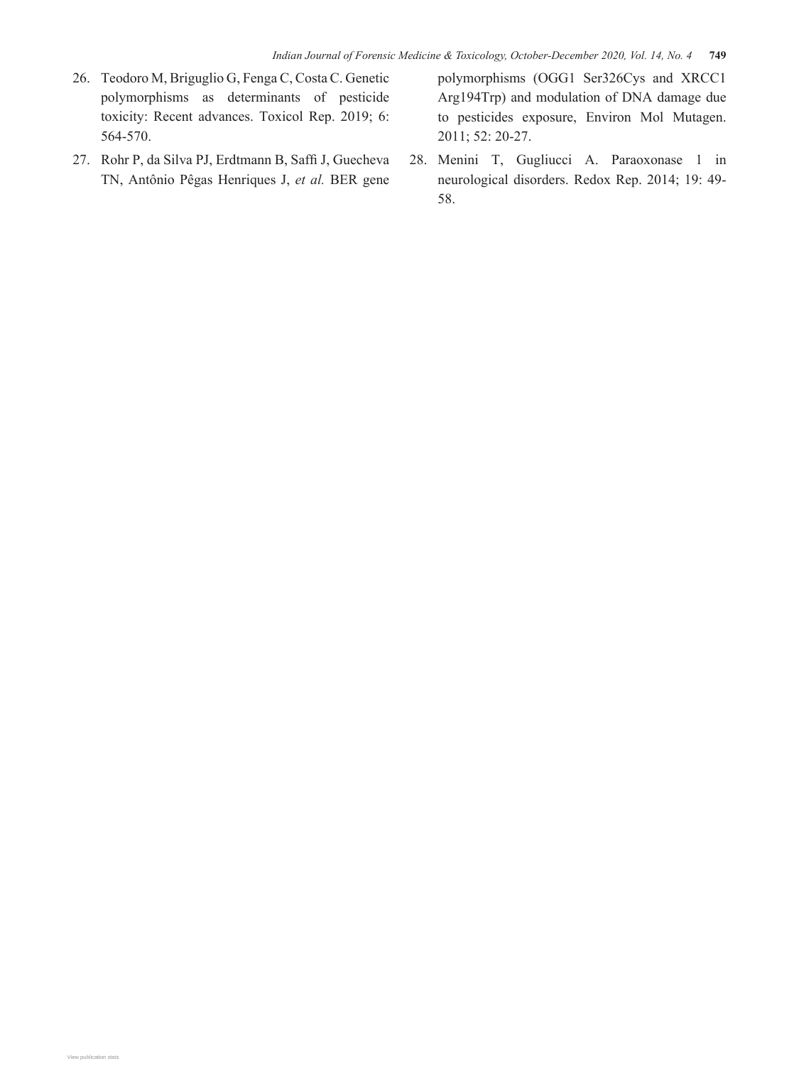26. Teodoro M, Briguglio G, Fenga C, Costa C. Genetic polymorphisms as determinants of pesticide toxicity: Recent advances. Toxicol Rep. 2019; 6: 564-570.
27. Rohr P, da Silva PJ, Erdtmann B, Saffi J, Guecheva TN, Antônio Pêgas Henriques J, *et al.* BER gene polymorphisms (OGG1 Ser326Cys and XRCC1 Arg194Trp) and modulation of DNA damage due to pesticides exposure, Environ Mol Mutagen. 2011; 52: 20-27.
28. Menini T, Gugliucci A. Paraoxonase 1 in neurological disorders. Redox Rep. 2014; 19: 49-58.